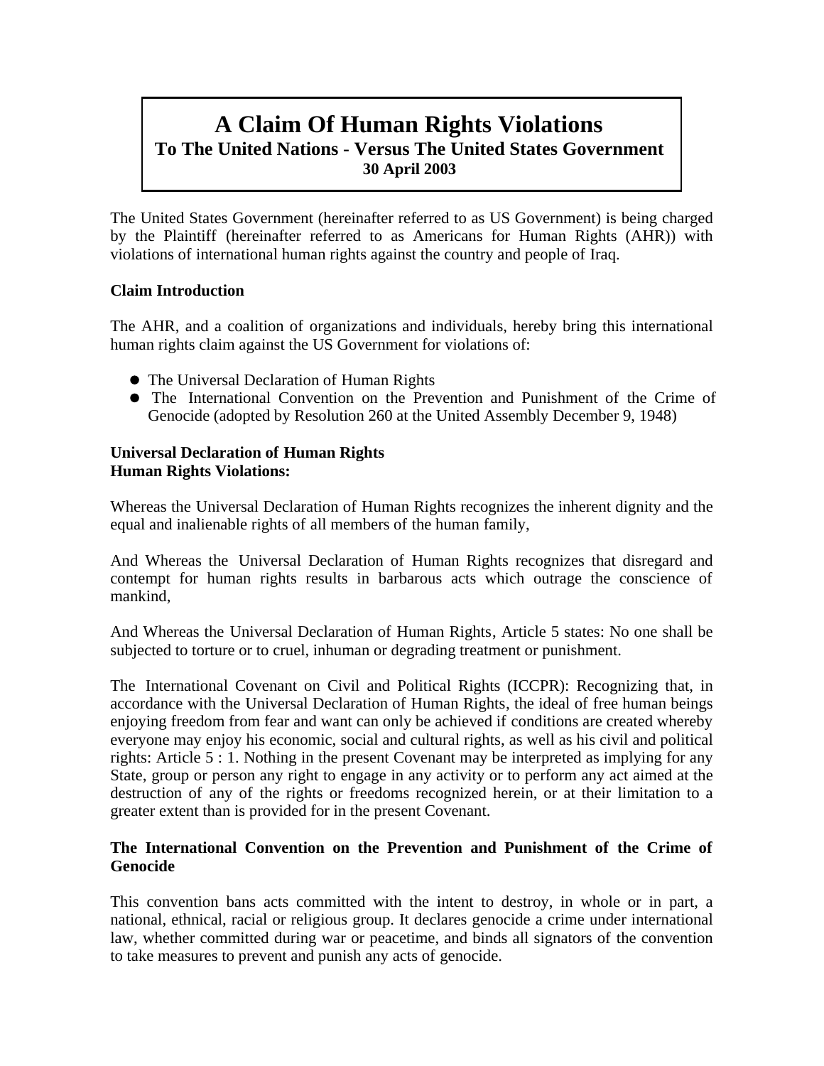# A Claim Of Human Rights Violations

**To The United Nations - Versus The United States Government**

**30 April 2003**

The United States Government (hereinafter referred to as US Government) is being charged by the Plaintiff (hereinafter referred to as Americans for Human Rights (AHR)) with violations of international human rights against the country and people of Iraq.

**Claim Introduction**

The AHR, and a coalition of organizations and individuals, hereby bring this international human rights claim against the US Government for violations of:

- The Universal Declaration of Human Rights
- The International Convention on the Prevention and Punishment of the Crime of Genocide (adopted by Resolution 260 at the United Assembly December 9, 1948)

**Universal Declaration of Human Rights**
**Human Rights Violations:**

Whereas the Universal Declaration of Human Rights recognizes the inherent dignity and the equal and inalienable rights of all members of the human family,

And Whereas the Universal Declaration of Human Rights recognizes that disregard and contempt for human rights results in barbarous acts which outrage the conscience of mankind,

And Whereas the Universal Declaration of Human Rights, Article 5 states: No one shall be subjected to torture or to cruel, inhuman or degrading treatment or punishment.

The International Covenant on Civil and Political Rights (ICCPR): Recognizing that, in accordance with the Universal Declaration of Human Rights, the ideal of free human beings enjoying freedom from fear and want can only be achieved if conditions are created whereby everyone may enjoy his economic, social and cultural rights, as well as his civil and political rights: Article 5 : 1. Nothing in the present Covenant may be interpreted as implying for any State, group or person any right to engage in any activity or to perform any act aimed at the destruction of any of the rights or freedoms recognized herein, or at their limitation to a greater extent than is provided for in the present Covenant.

**The International Convention on the Prevention and Punishment of the Crime of Genocide**

This convention bans acts committed with the intent to destroy, in whole or in part, a national, ethnical, racial or religious group. It declares genocide a crime under international law, whether committed during war or peacetime, and binds all signators of the convention to take measures to prevent and punish any acts of genocide.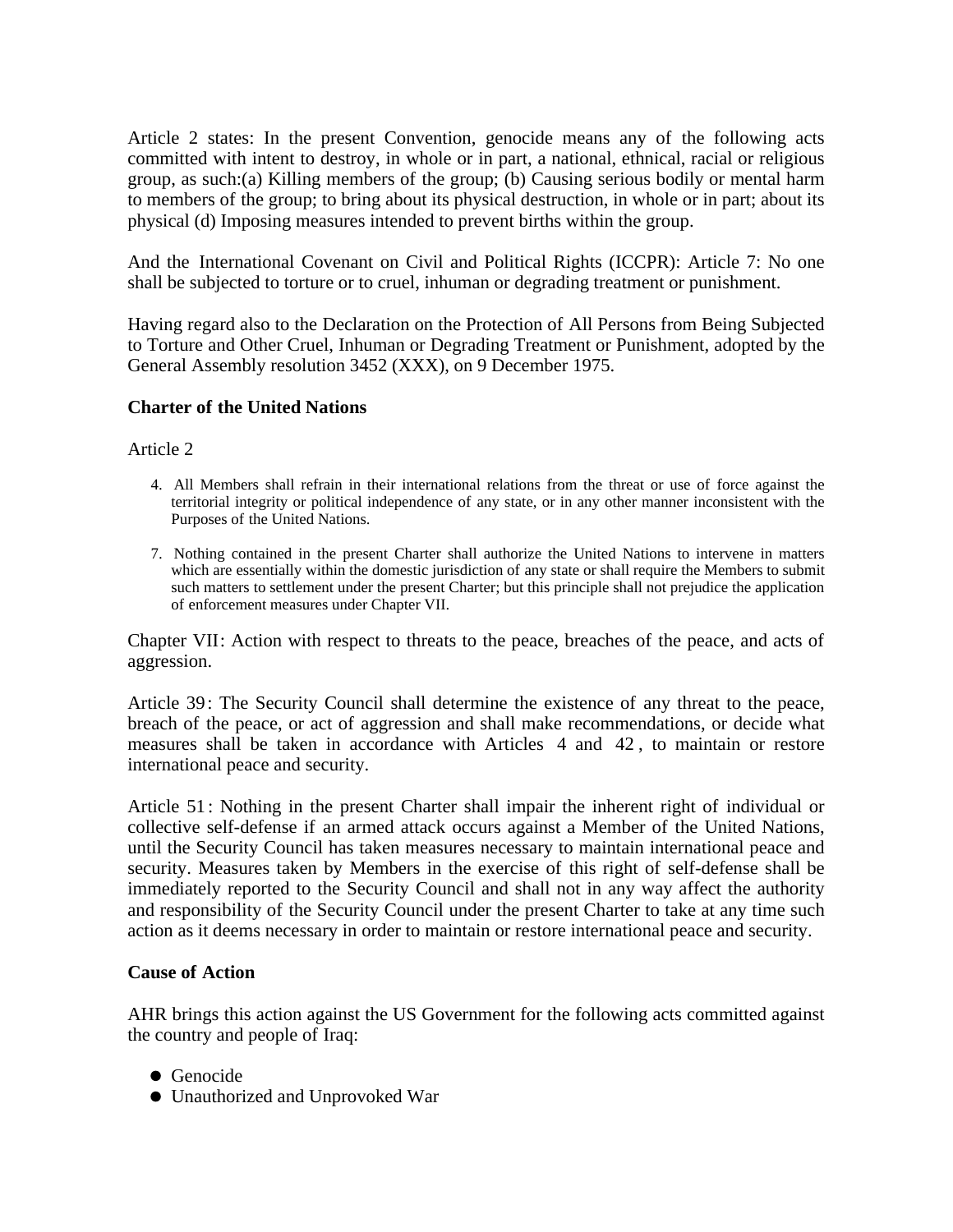Article 2 states: In the present Convention, genocide means any of the following acts committed with intent to destroy, in whole or in part, a national, ethnical, racial or religious group, as such:(a) Killing members of the group; (b) Causing serious bodily or mental harm to members of the group; to bring about its physical destruction, in whole or in part; about its physical (d) Imposing measures intended to prevent births within the group.

And the International Covenant on Civil and Political Rights (ICCPR): Article 7: No one shall be subjected to torture or to cruel, inhuman or degrading treatment or punishment.

Having regard also to the Declaration on the Protection of All Persons from Being Subjected to Torture and Other Cruel, Inhuman or Degrading Treatment or Punishment, adopted by the General Assembly resolution 3452 (XXX), on 9 December 1975.

**Charter of the United Nations**

Article 2

4. All Members shall refrain in their international relations from the threat or use of force against the territorial integrity or political independence of any state, or in any other manner inconsistent with the Purposes of the United Nations.

7. Nothing contained in the present Charter shall authorize the United Nations to intervene in matters which are essentially within the domestic jurisdiction of any state or shall require the Members to submit such matters to settlement under the present Charter; but this principle shall not prejudice the application of enforcement measures under Chapter VII.

Chapter VII: Action with respect to threats to the peace, breaches of the peace, and acts of aggression.

Article 39: The Security Council shall determine the existence of any threat to the peace, breach of the peace, or act of aggression and shall make recommendations, or decide what measures shall be taken in accordance with Articles 4 and 42, to maintain or restore international peace and security.

Article 51: Nothing in the present Charter shall impair the inherent right of individual or collective self-defense if an armed attack occurs against a Member of the United Nations, until the Security Council has taken measures necessary to maintain international peace and security. Measures taken by Members in the exercise of this right of self-defense shall be immediately reported to the Security Council and shall not in any way affect the authority and responsibility of the Security Council under the present Charter to take at any time such action as it deems necessary in order to maintain or restore international peace and security.

**Cause of Action**

AHR brings this action against the US Government for the following acts committed against the country and people of Iraq:

- Genocide
- Unauthorized and Unprovoked War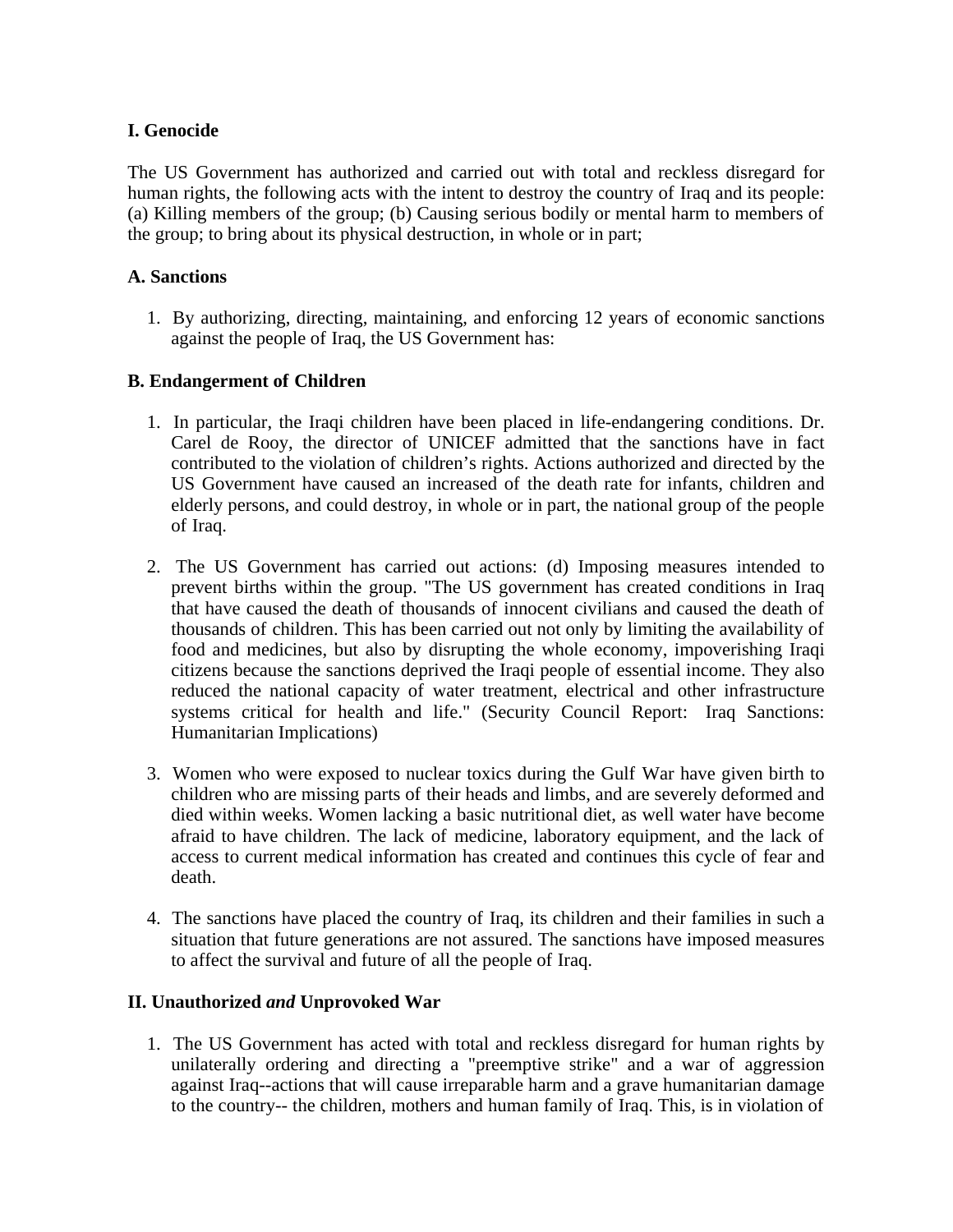**I. Genocide**

The US Government has authorized and carried out with total and reckless disregard for human rights, the following acts with the intent to destroy the country of Iraq and its people: (a) Killing members of the group; (b) Causing serious bodily or mental harm to members of the group; to bring about its physical destruction, in whole or in part;

**A. Sanctions**

1. By authorizing, directing, maintaining, and enforcing 12 years of economic sanctions against the people of Iraq, the US Government has:

**B. Endangerment of Children**

1. In particular, the Iraqi children have been placed in life-endangering conditions. Dr. Carel de Rooy, the director of UNICEF admitted that the sanctions have in fact contributed to the violation of children's rights. Actions authorized and directed by the US Government have caused an increased of the death rate for infants, children and elderly persons, and could destroy, in whole or in part, the national group of the people of Iraq.

2. The US Government has carried out actions: (d) Imposing measures intended to prevent births within the group. "The US government has created conditions in Iraq that have caused the death of thousands of innocent civilians and caused the death of thousands of children. This has been carried out not only by limiting the availability of food and medicines, but also by disrupting the whole economy, impoverishing Iraqi citizens because the sanctions deprived the Iraqi people of essential income. They also reduced the national capacity of water treatment, electrical and other infrastructure systems critical for health and life." (Security Council Report: Iraq Sanctions: Humanitarian Implications)

3. Women who were exposed to nuclear toxics during the Gulf War have given birth to children who are missing parts of their heads and limbs, and are severely deformed and died within weeks. Women lacking a basic nutritional diet, as well water have become afraid to have children. The lack of medicine, laboratory equipment, and the lack of access to current medical information has created and continues this cycle of fear and death.

4. The sanctions have placed the country of Iraq, its children and their families in such a situation that future generations are not assured. The sanctions have imposed measures to affect the survival and future of all the people of Iraq.

**II. Unauthorized *and* Unprovoked War**

1. The US Government has acted with total and reckless disregard for human rights by unilaterally ordering and directing a "preemptive strike" and a war of aggression against Iraq--actions that will cause irreparable harm and a grave humanitarian damage to the country-- the children, mothers and human family of Iraq. This, is in violation of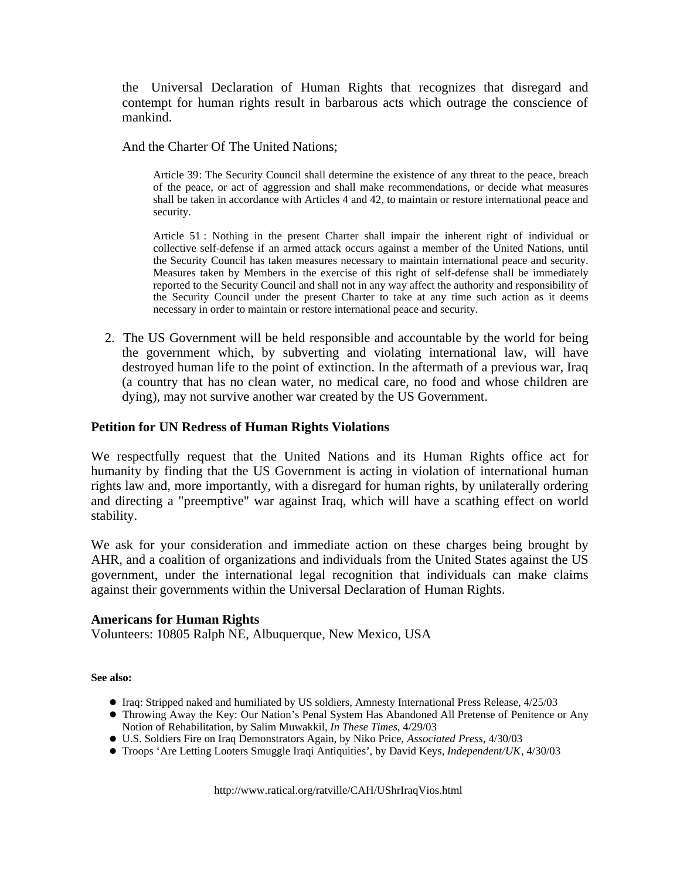the Universal Declaration of Human Rights that recognizes that disregard and contempt for human rights result in barbarous acts which outrage the conscience of mankind.

And the Charter Of The United Nations;

> Article 39: The Security Council shall determine the existence of any threat to the peace, breach of the peace, or act of aggression and shall make recommendations, or decide what measures shall be taken in accordance with Articles 4 and 42, to maintain or restore international peace and security.
>
> Article 51 : Nothing in the present Charter shall impair the inherent right of individual or collective self-defense if an armed attack occurs against a member of the United Nations, until the Security Council has taken measures necessary to maintain international peace and security. Measures taken by Members in the exercise of this right of self-defense shall be immediately reported to the Security Council and shall not in any way affect the authority and responsibility of the Security Council under the present Charter to take at any time such action as it deems necessary in order to maintain or restore international peace and security.

2. The US Government will be held responsible and accountable by the world for being the government which, by subverting and violating international law, will have destroyed human life to the point of extinction. In the aftermath of a previous war, Iraq (a country that has no clean water, no medical care, no food and whose children are dying), may not survive another war created by the US Government.

**Petition for UN Redress of Human Rights Violations**

We respectfully request that the United Nations and its Human Rights office act for humanity by finding that the US Government is acting in violation of international human rights law and, more importantly, with a disregard for human rights, by unilaterally ordering and directing a "preemptive" war against Iraq, which will have a scathing effect on world stability.

We ask for your consideration and immediate action on these charges being brought by AHR, and a coalition of organizations and individuals from the United States against the US government, under the international legal recognition that individuals can make claims against their governments within the Universal Declaration of Human Rights.

**Americans for Human Rights**
Volunteers: 10805 Ralph NE, Albuquerque, New Mexico, USA

**See also:**

- Iraq: Stripped naked and humiliated by US soldiers, Amnesty International Press Release, 4/25/03
- Throwing Away the Key: Our Nation's Penal System Has Abandoned All Pretense of Penitence or Any Notion of Rehabilitation, by Salim Muwakkil, *In These Times*, 4/29/03
- U.S. Soldiers Fire on Iraq Demonstrators Again, by Niko Price, *Associated Press*, 4/30/03
- Troops 'Are Letting Looters Smuggle Iraqi Antiquities', by David Keys, *Independent/UK*, 4/30/03

http://www.ratical.org/ratville/CAH/UShrIraqVios.html